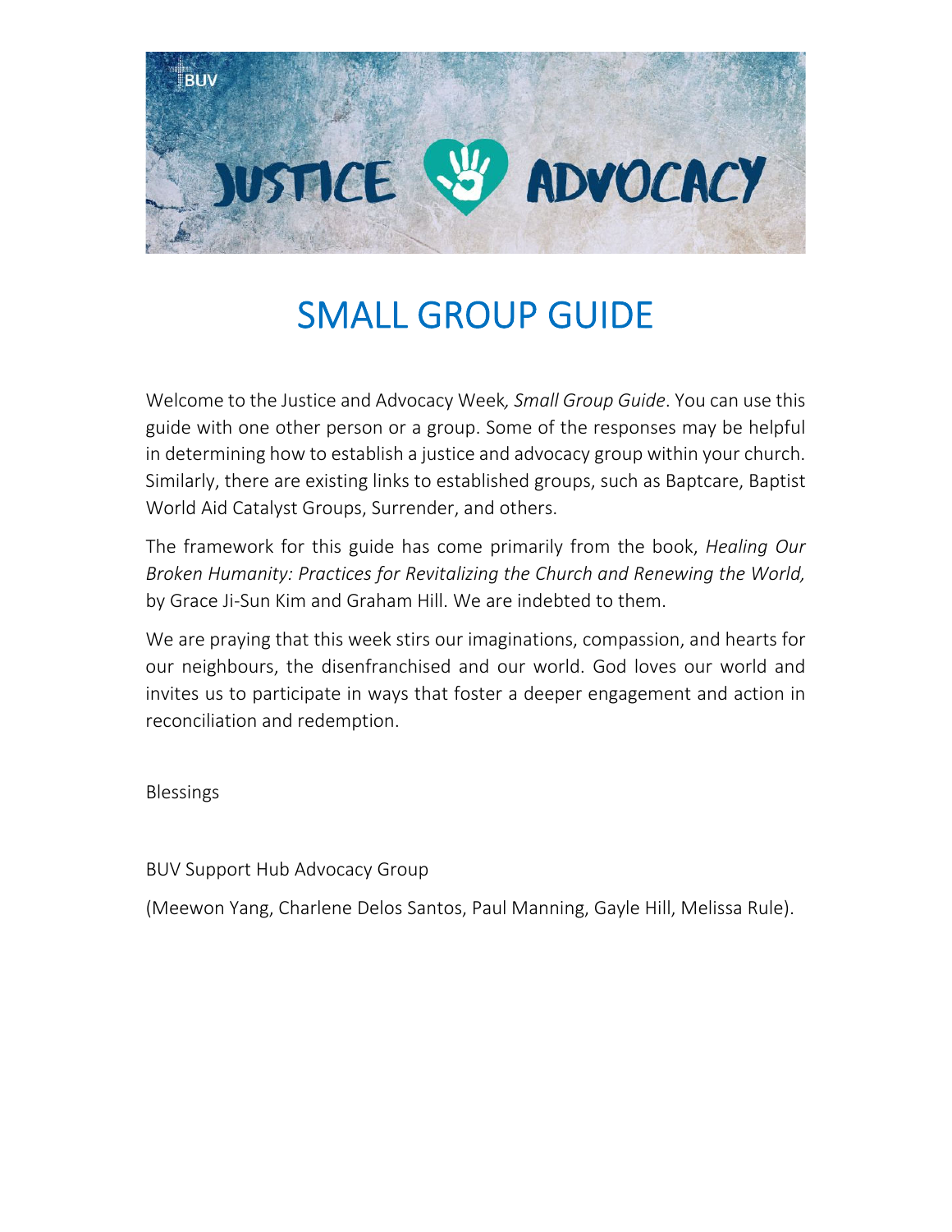BUV

JUSTICE ADVOCACY

# SMALL GROUP GUIDE

Welcome to the Justice and Advocacy Week*, Small Group Guide*. You can use this guide with one other person or a group. Some of the responses may be helpful in determining how to establish a justice and advocacy group within your church. Similarly, there are existing links to established groups, such as Baptcare, Baptist World Aid Catalyst Groups, Surrender, and others.

The framework for this guide has come primarily from the book, *Healing Our Broken Humanity: Practices for Revitalizing the Church and Renewing the World,* by Grace Ji-Sun Kim and Graham Hill. We are indebted to them.

We are praying that this week stirs our imaginations, compassion, and hearts for our neighbours, the disenfranchised and our world. God loves our world and invites us to participate in ways that foster a deeper engagement and action in reconciliation and redemption.

Blessings

BUV Support Hub Advocacy Group

(Meewon Yang, Charlene Delos Santos, Paul Manning, Gayle Hill, Melissa Rule).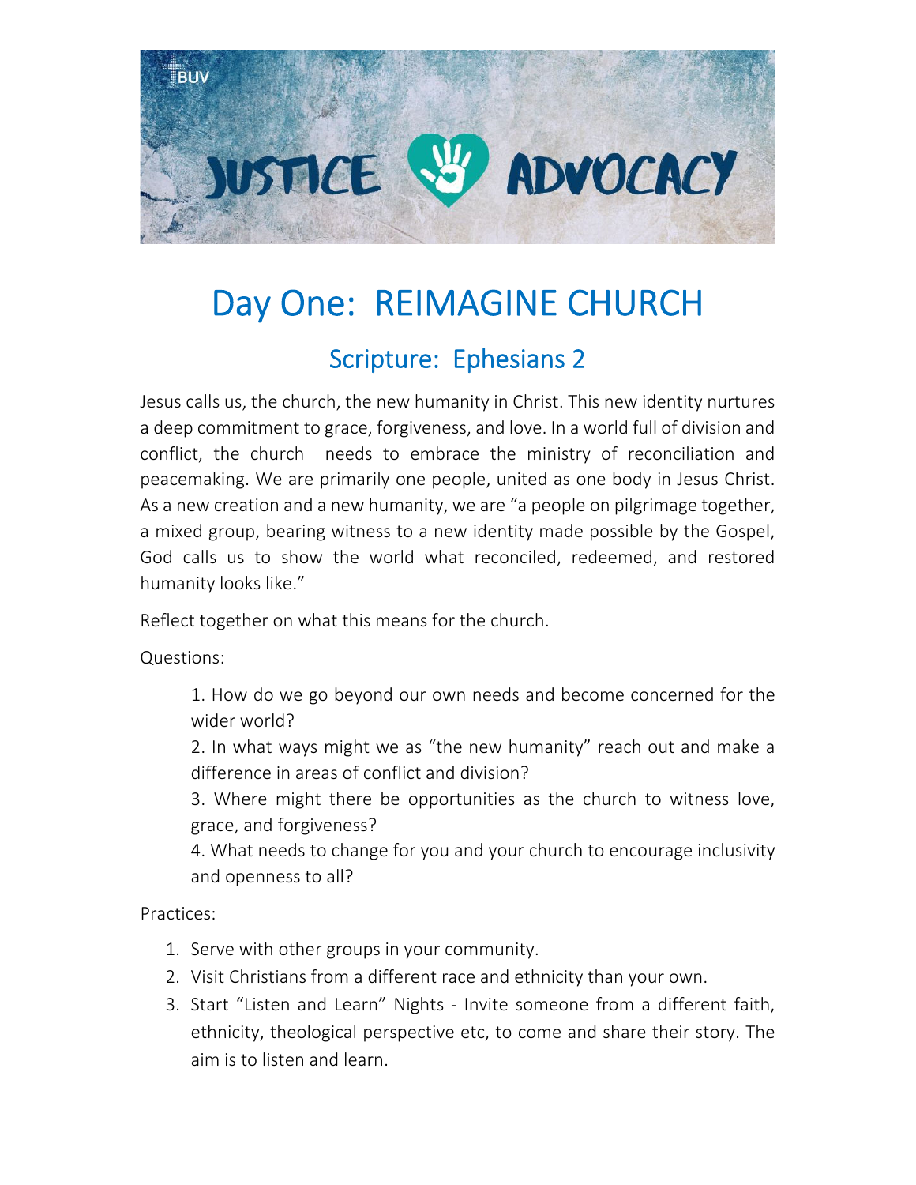# Day One: REIMAGINE CHURCH

## Scripture: Ephesians 2

Jesus calls us, the church, the new humanity in Christ. This new identity nurtures a deep commitment to grace, forgiveness, and love. In a world full of division and conflict, the church needs to embrace the ministry of reconciliation and peacemaking. We are primarily one people, united as one body in Jesus Christ. As a new creation and a new humanity, we are "a people on pilgrimage together, a mixed group, bearing witness to a new identity made possible by the Gospel, God calls us to show the world what reconciled, redeemed, and restored humanity looks like."

Reflect together on what this means for the church.

Questions:

1. How do we go beyond our own needs and become concerned for the wider world?
2. In what ways might we as "the new humanity" reach out and make a difference in areas of conflict and division?
3. Where might there be opportunities as the church to witness love, grace, and forgiveness?
4. What needs to change for you and your church to encourage inclusivity and openness to all?

Practices:

1. Serve with other groups in your community.
2. Visit Christians from a different race and ethnicity than your own.
3. Start "Listen and Learn" Nights - Invite someone from a different faith, ethnicity, theological perspective etc, to come and share their story. The aim is to listen and learn.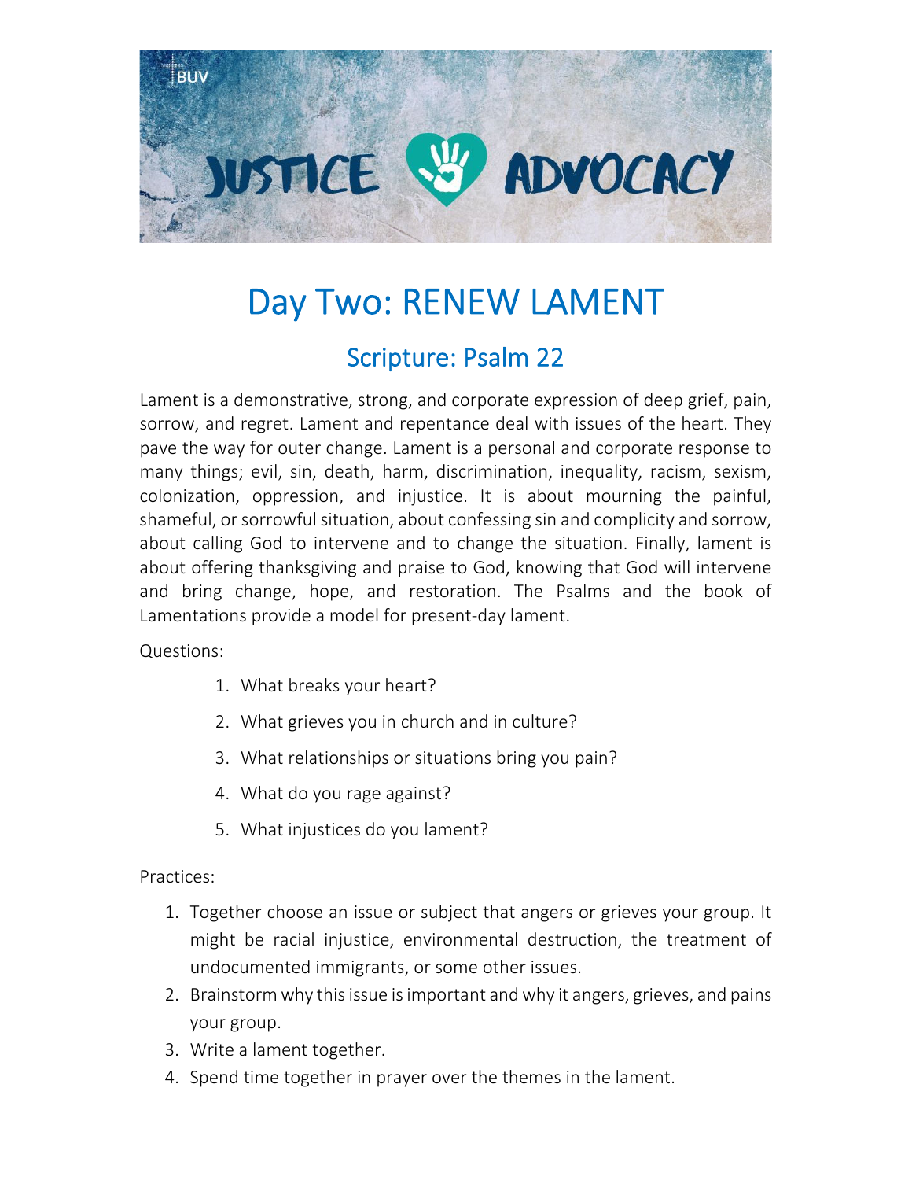# Day Two: RENEW LAMENT

## Scripture: Psalm 22

Lament is a demonstrative, strong, and corporate expression of deep grief, pain, sorrow, and regret. Lament and repentance deal with issues of the heart. They pave the way for outer change. Lament is a personal and corporate response to many things; evil, sin, death, harm, discrimination, inequality, racism, sexism, colonization, oppression, and injustice. It is about mourning the painful, shameful, or sorrowful situation, about confessing sin and complicity and sorrow, about calling God to intervene and to change the situation. Finally, lament is about offering thanksgiving and praise to God, knowing that God will intervene and bring change, hope, and restoration. The Psalms and the book of Lamentations provide a model for present-day lament.

Questions:

1. What breaks your heart?
2. What grieves you in church and in culture?
3. What relationships or situations bring you pain?
4. What do you rage against?
5. What injustices do you lament?

Practices:

1. Together choose an issue or subject that angers or grieves your group. It might be racial injustice, environmental destruction, the treatment of undocumented immigrants, or some other issues.
2. Brainstorm why this issue is important and why it angers, grieves, and pains your group.
3. Write a lament together.
4. Spend time together in prayer over the themes in the lament.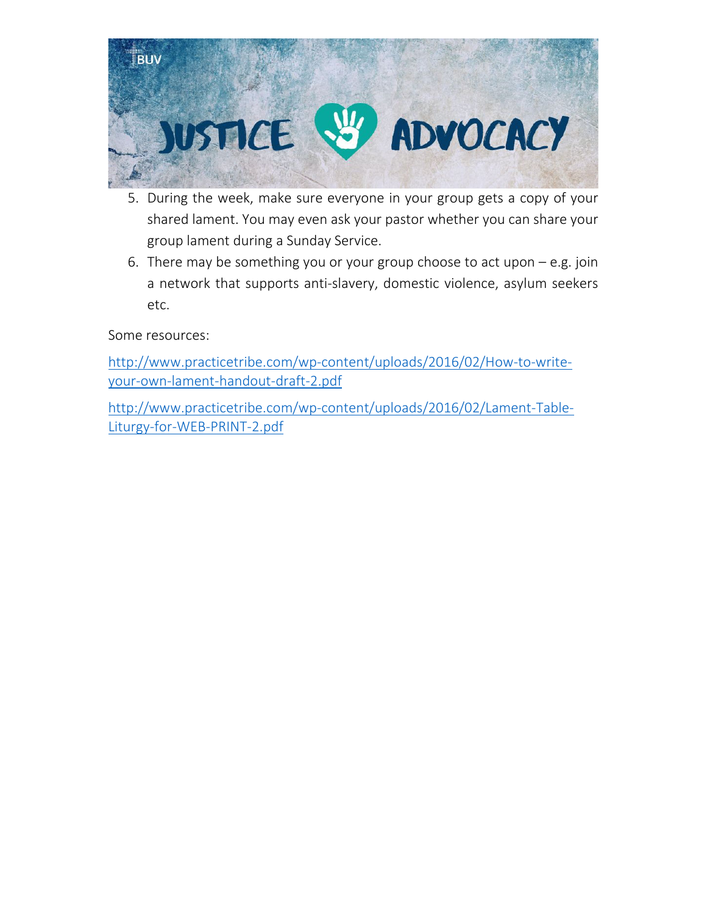5. During the week, make sure everyone in your group gets a copy of your shared lament. You may even ask your pastor whether you can share your group lament during a Sunday Service.
6. There may be something you or your group choose to act upon – e.g. join a network that supports anti-slavery, domestic violence, asylum seekers etc.

Some resources:

http://www.practicetribe.com/wp-content/uploads/2016/02/How-to-write-your-own-lament-handout-draft-2.pdf

http://www.practicetribe.com/wp-content/uploads/2016/02/Lament-Table-Liturgy-for-WEB-PRINT-2.pdf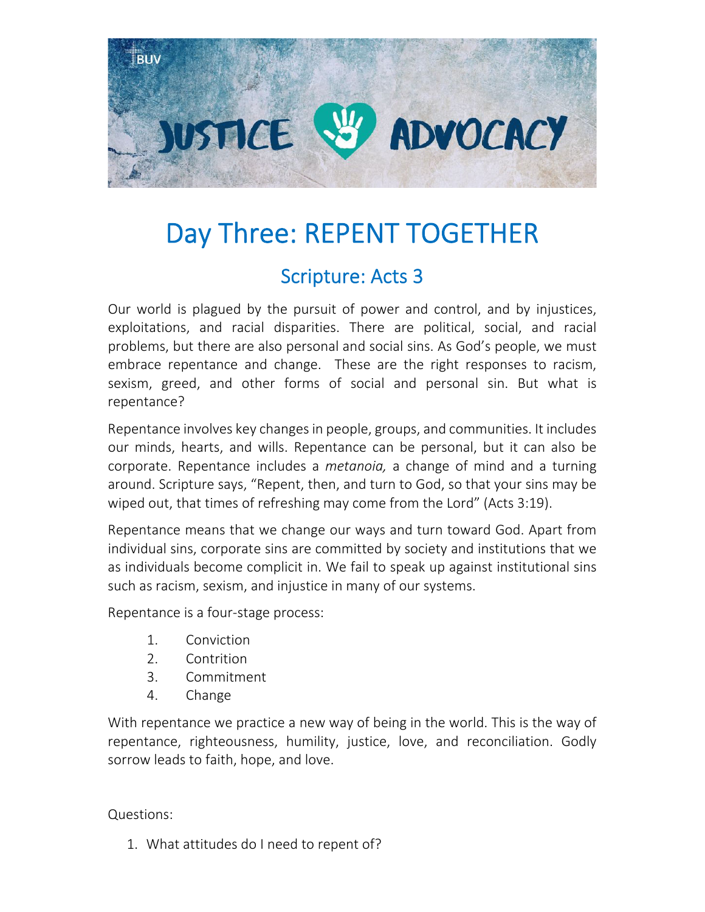# Day Three: REPENT TOGETHER

## Scripture: Acts 3

Our world is plagued by the pursuit of power and control, and by injustices, exploitations, and racial disparities. There are political, social, and racial problems, but there are also personal and social sins. As God's people, we must embrace repentance and change. These are the right responses to racism, sexism, greed, and other forms of social and personal sin. But what is repentance?

Repentance involves key changes in people, groups, and communities. It includes our minds, hearts, and wills. Repentance can be personal, but it can also be corporate. Repentance includes a *metanoia,* a change of mind and a turning around. Scripture says, "Repent, then, and turn to God, so that your sins may be wiped out, that times of refreshing may come from the Lord" (Acts 3:19).

Repentance means that we change our ways and turn toward God. Apart from individual sins, corporate sins are committed by society and institutions that we as individuals become complicit in. We fail to speak up against institutional sins such as racism, sexism, and injustice in many of our systems.

Repentance is a four-stage process:

1. Conviction
2. Contrition
3. Commitment
4. Change

With repentance we practice a new way of being in the world. This is the way of repentance, righteousness, humility, justice, love, and reconciliation. Godly sorrow leads to faith, hope, and love.

Questions:

1. What attitudes do I need to repent of?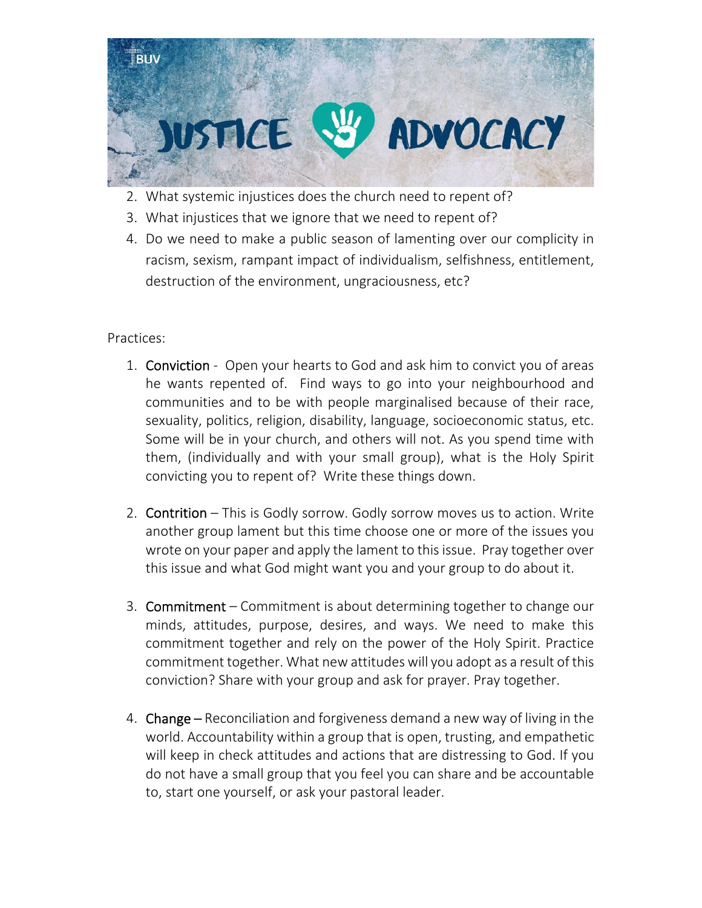2. What systemic injustices does the church need to repent of?
3. What injustices that we ignore that we need to repent of?
4. Do we need to make a public season of lamenting over our complicity in racism, sexism, rampant impact of individualism, selfishness, entitlement, destruction of the environment, ungraciousness, etc?

Practices:

1. Conviction - Open your hearts to God and ask him to convict you of areas he wants repented of. Find ways to go into your neighbourhood and communities and to be with people marginalised because of their race, sexuality, politics, religion, disability, language, socioeconomic status, etc. Some will be in your church, and others will not. As you spend time with them, (individually and with your small group), what is the Holy Spirit convicting you to repent of? Write these things down.

2. Contrition – This is Godly sorrow. Godly sorrow moves us to action. Write another group lament but this time choose one or more of the issues you wrote on your paper and apply the lament to this issue. Pray together over this issue and what God might want you and your group to do about it.

3. Commitment – Commitment is about determining together to change our minds, attitudes, purpose, desires, and ways. We need to make this commitment together and rely on the power of the Holy Spirit. Practice commitment together. What new attitudes will you adopt as a result of this conviction? Share with your group and ask for prayer. Pray together.

4. Change – Reconciliation and forgiveness demand a new way of living in the world. Accountability within a group that is open, trusting, and empathetic will keep in check attitudes and actions that are distressing to God. If you do not have a small group that you feel you can share and be accountable to, start one yourself, or ask your pastoral leader.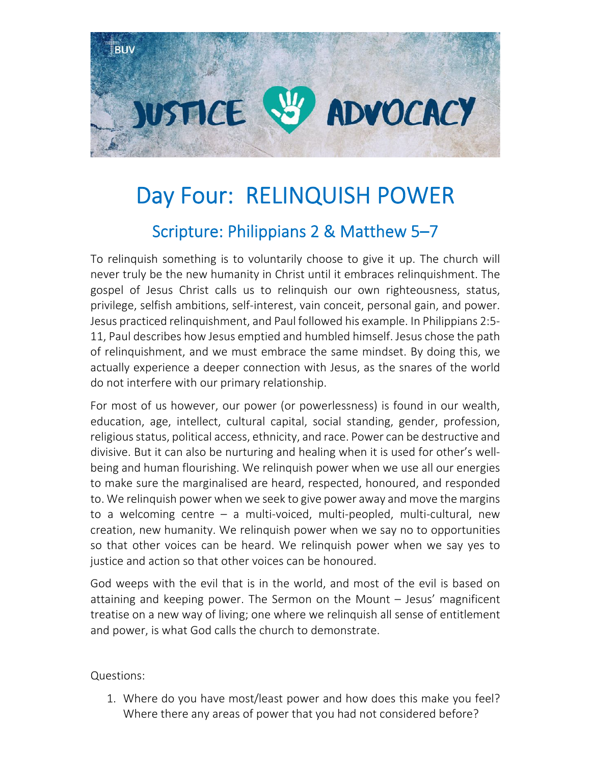# Day Four: RELINQUISH POWER

## Scripture: Philippians 2 & Matthew 5–7

To relinquish something is to voluntarily choose to give it up. The church will never truly be the new humanity in Christ until it embraces relinquishment. The gospel of Jesus Christ calls us to relinquish our own righteousness, status, privilege, selfish ambitions, self-interest, vain conceit, personal gain, and power. Jesus practiced relinquishment, and Paul followed his example. In Philippians 2:5-11, Paul describes how Jesus emptied and humbled himself. Jesus chose the path of relinquishment, and we must embrace the same mindset. By doing this, we actually experience a deeper connection with Jesus, as the snares of the world do not interfere with our primary relationship.

For most of us however, our power (or powerlessness) is found in our wealth, education, age, intellect, cultural capital, social standing, gender, profession, religious status, political access, ethnicity, and race. Power can be destructive and divisive. But it can also be nurturing and healing when it is used for other's well-being and human flourishing. We relinquish power when we use all our energies to make sure the marginalised are heard, respected, honoured, and responded to. We relinquish power when we seek to give power away and move the margins to a welcoming centre – a multi-voiced, multi-peopled, multi-cultural, new creation, new humanity. We relinquish power when we say no to opportunities so that other voices can be heard. We relinquish power when we say yes to justice and action so that other voices can be honoured.

God weeps with the evil that is in the world, and most of the evil is based on attaining and keeping power. The Sermon on the Mount – Jesus' magnificent treatise on a new way of living; one where we relinquish all sense of entitlement and power, is what God calls the church to demonstrate.

Questions:

1. Where do you have most/least power and how does this make you feel? Where there any areas of power that you had not considered before?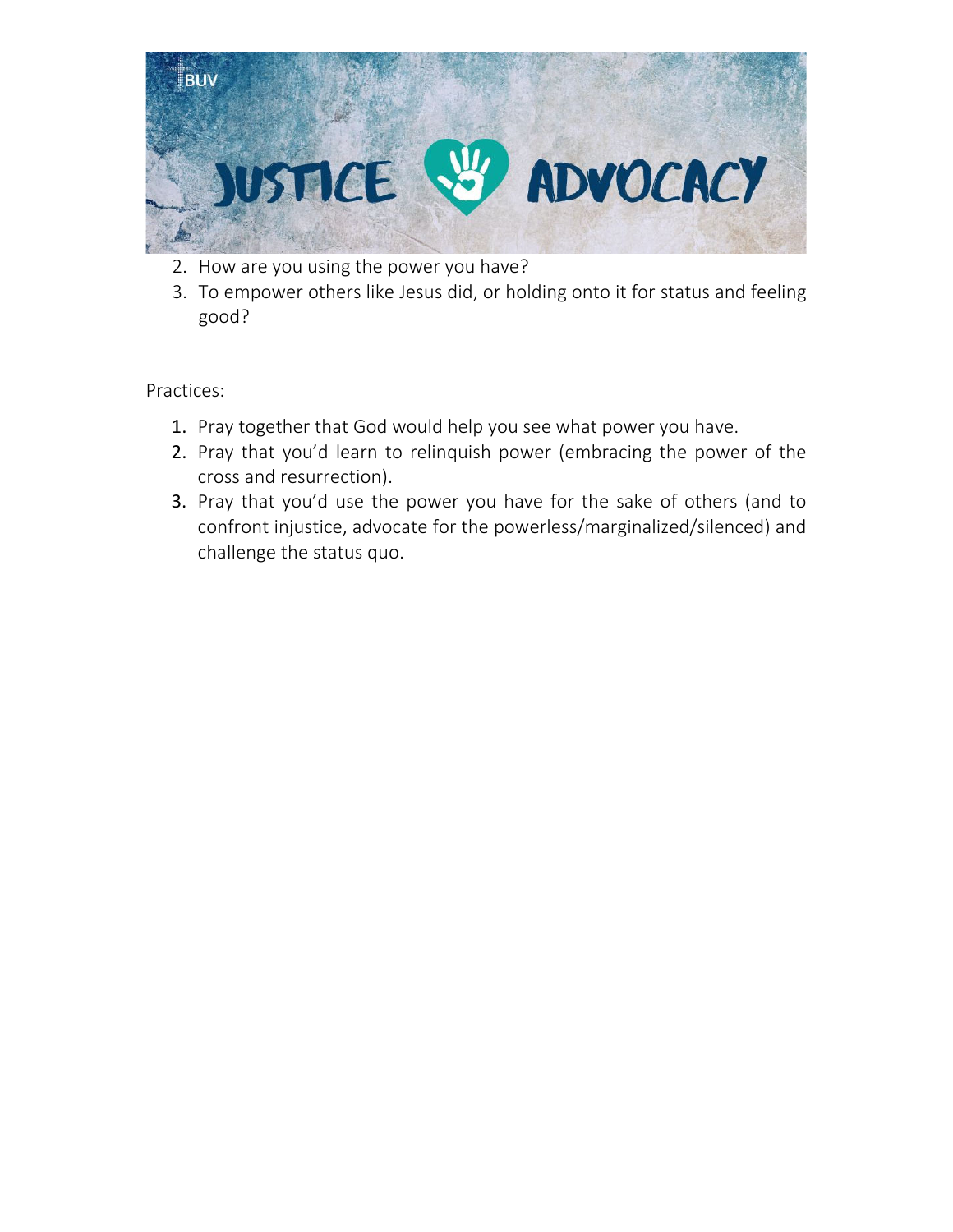2. How are you using the power you have?
3. To empower others like Jesus did, or holding onto it for status and feeling good?

Practices:

1. Pray together that God would help you see what power you have.
2. Pray that you'd learn to relinquish power (embracing the power of the cross and resurrection).
3. Pray that you'd use the power you have for the sake of others (and to confront injustice, advocate for the powerless/marginalized/silenced) and challenge the status quo.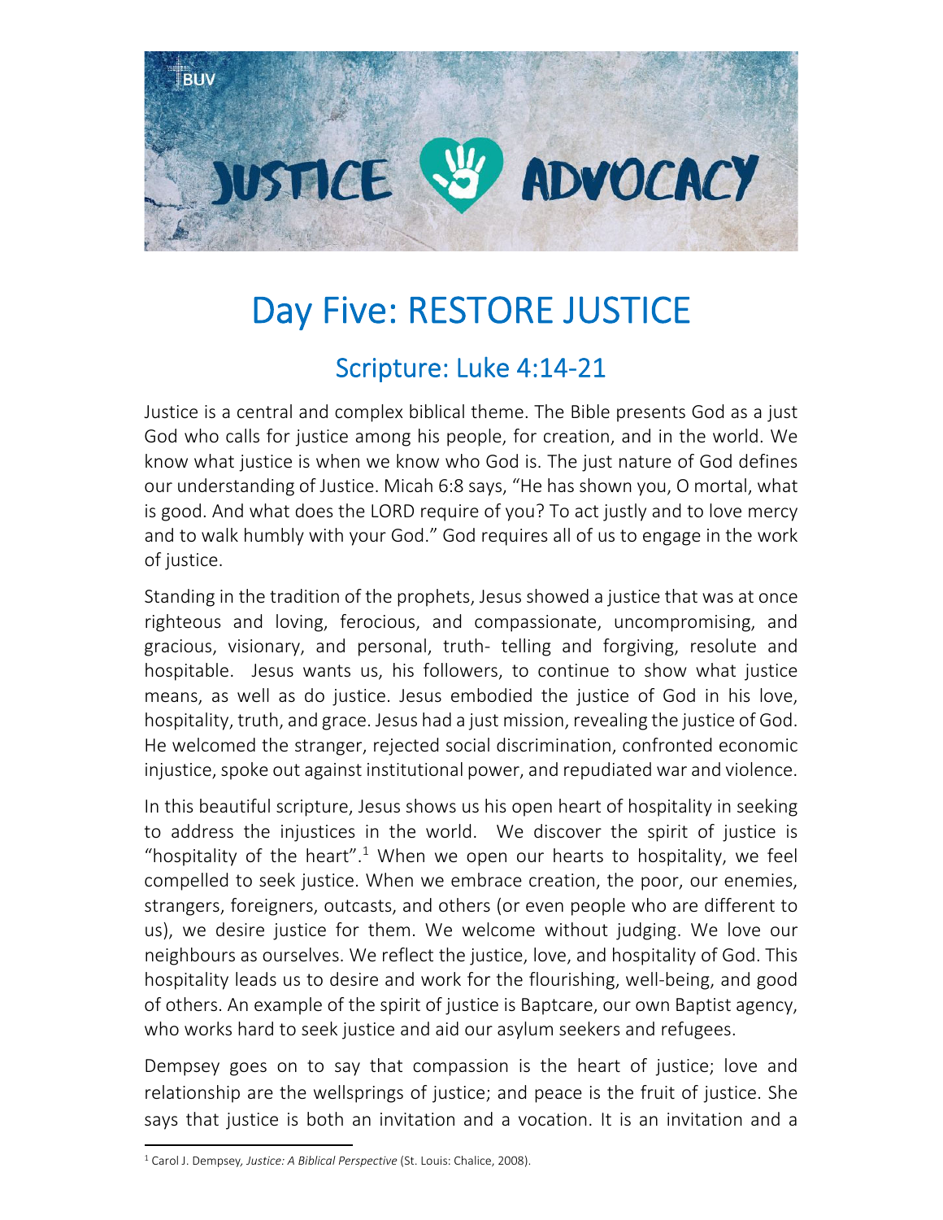# Day Five: RESTORE JUSTICE

## Scripture: Luke 4:14-21

Justice is a central and complex biblical theme. The Bible presents God as a just God who calls for justice among his people, for creation, and in the world. We know what justice is when we know who God is. The just nature of God defines our understanding of Justice. Micah 6:8 says, "He has shown you, O mortal, what is good. And what does the LORD require of you? To act justly and to love mercy and to walk humbly with your God." God requires all of us to engage in the work of justice.

Standing in the tradition of the prophets, Jesus showed a justice that was at once righteous and loving, ferocious, and compassionate, uncompromising, and gracious, visionary, and personal, truth- telling and forgiving, resolute and hospitable. Jesus wants us, his followers, to continue to show what justice means, as well as do justice. Jesus embodied the justice of God in his love, hospitality, truth, and grace. Jesus had a just mission, revealing the justice of God. He welcomed the stranger, rejected social discrimination, confronted economic injustice, spoke out against institutional power, and repudiated war and violence.

In this beautiful scripture, Jesus shows us his open heart of hospitality in seeking to address the injustices in the world. We discover the spirit of justice is "hospitality of the heart".[1] When we open our hearts to hospitality, we feel compelled to seek justice. When we embrace creation, the poor, our enemies, strangers, foreigners, outcasts, and others (or even people who are different to us), we desire justice for them. We welcome without judging. We love our neighbours as ourselves. We reflect the justice, love, and hospitality of God. This hospitality leads us to desire and work for the flourishing, well-being, and good of others. An example of the spirit of justice is Baptcare, our own Baptist agency, who works hard to seek justice and aid our asylum seekers and refugees.

Dempsey goes on to say that compassion is the heart of justice; love and relationship are the wellsprings of justice; and peace is the fruit of justice. She says that justice is both an invitation and a vocation. It is an invitation and a

[1] Carol J. Dempsey, *Justice: A Biblical Perspective* (St. Louis: Chalice, 2008).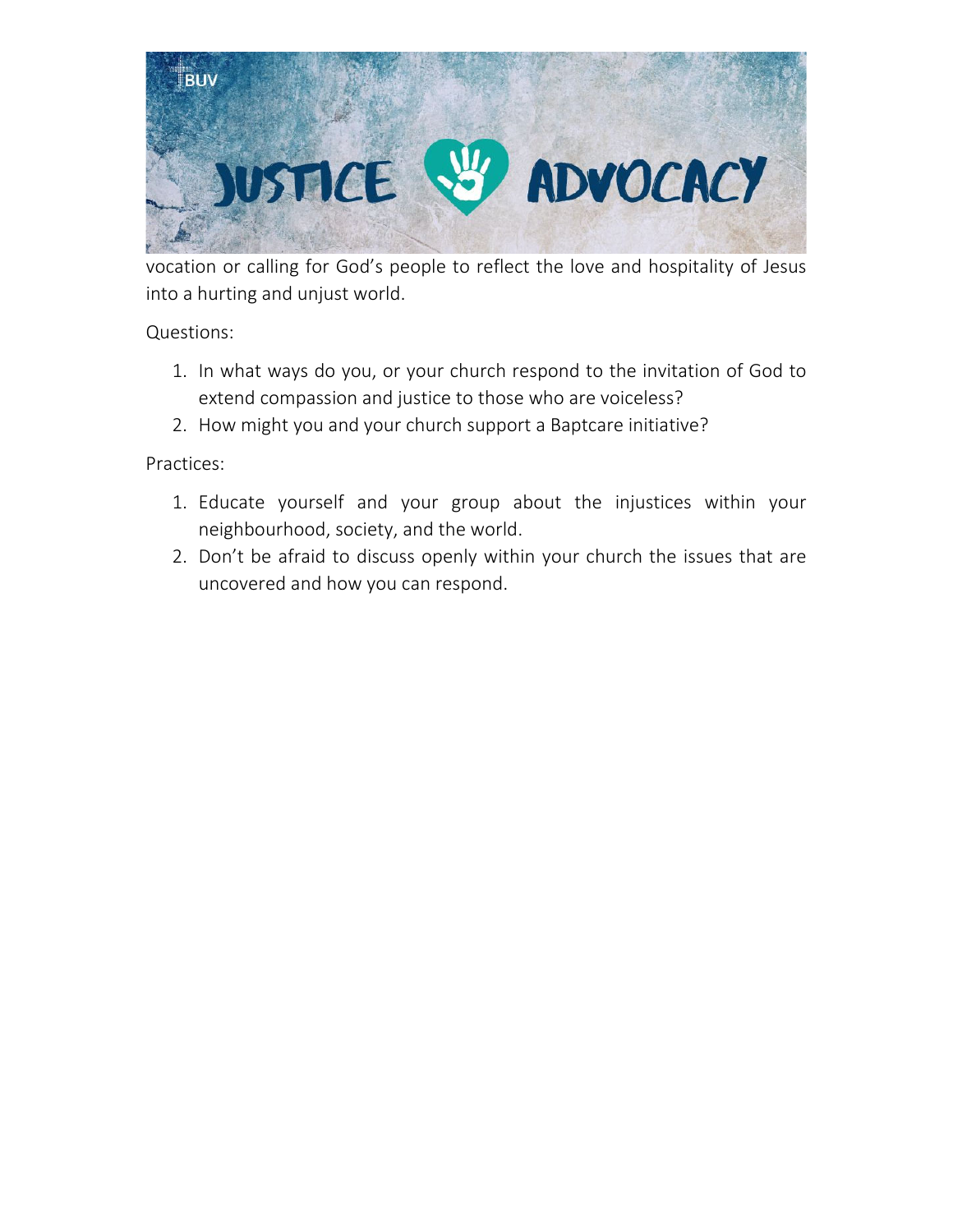vocation or calling for God's people to reflect the love and hospitality of Jesus into a hurting and unjust world.

Questions:

1. In what ways do you, or your church respond to the invitation of God to extend compassion and justice to those who are voiceless?
2. How might you and your church support a Baptcare initiative?

Practices:

1. Educate yourself and your group about the injustices within your neighbourhood, society, and the world.
2. Don't be afraid to discuss openly within your church the issues that are uncovered and how you can respond.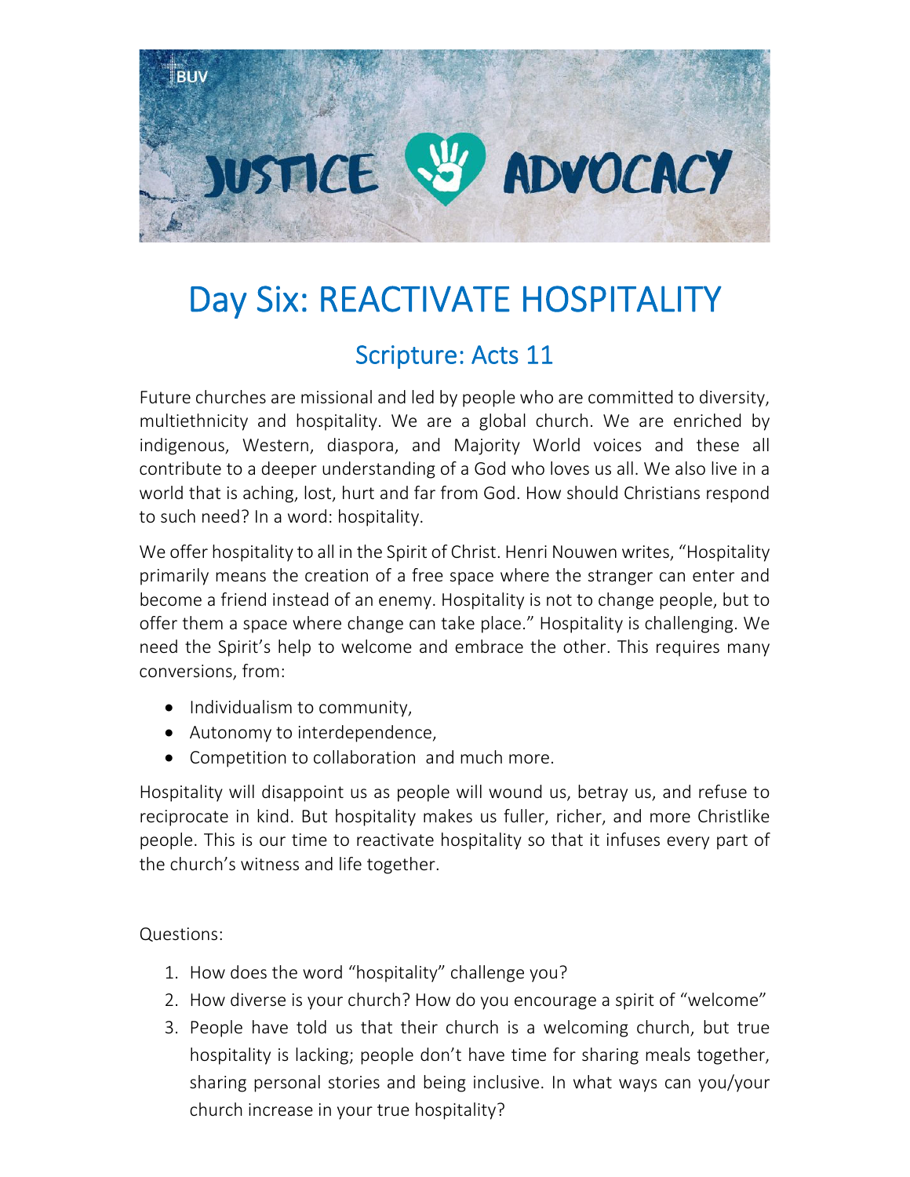# Day Six: REACTIVATE HOSPITALITY

## Scripture: Acts 11

Future churches are missional and led by people who are committed to diversity, multiethnicity and hospitality. We are a global church. We are enriched by indigenous, Western, diaspora, and Majority World voices and these all contribute to a deeper understanding of a God who loves us all. We also live in a world that is aching, lost, hurt and far from God. How should Christians respond to such need? In a word: hospitality.

We offer hospitality to all in the Spirit of Christ. Henri Nouwen writes, "Hospitality primarily means the creation of a free space where the stranger can enter and become a friend instead of an enemy. Hospitality is not to change people, but to offer them a space where change can take place." Hospitality is challenging. We need the Spirit's help to welcome and embrace the other. This requires many conversions, from:

- Individualism to community,
- Autonomy to interdependence,
- Competition to collaboration and much more.

Hospitality will disappoint us as people will wound us, betray us, and refuse to reciprocate in kind. But hospitality makes us fuller, richer, and more Christlike people. This is our time to reactivate hospitality so that it infuses every part of the church's witness and life together.

Questions:

1. How does the word "hospitality" challenge you?
2. How diverse is your church? How do you encourage a spirit of "welcome"
3. People have told us that their church is a welcoming church, but true hospitality is lacking; people don't have time for sharing meals together, sharing personal stories and being inclusive. In what ways can you/your church increase in your true hospitality?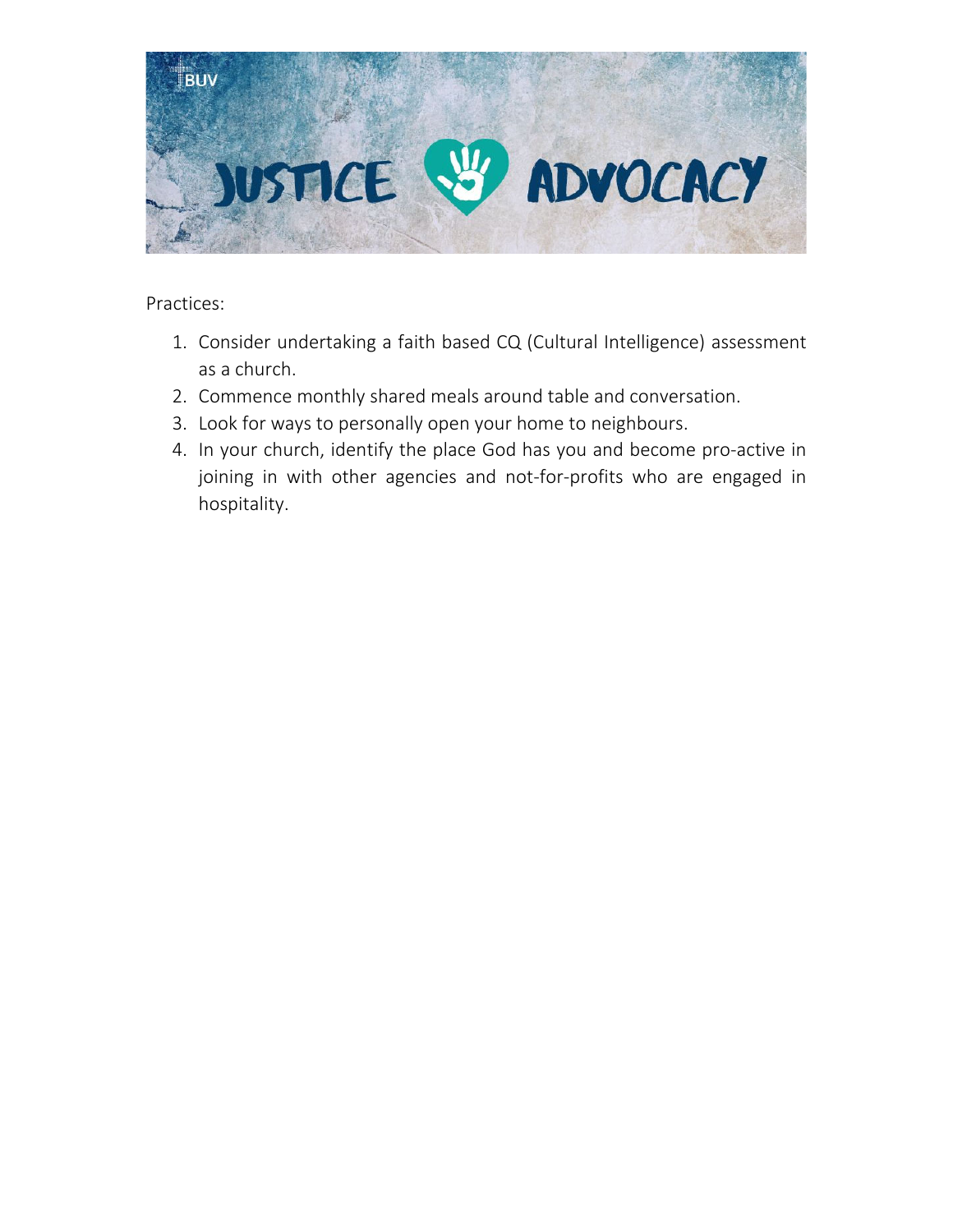Practices:

1. Consider undertaking a faith based CQ (Cultural Intelligence) assessment as a church.
2. Commence monthly shared meals around table and conversation.
3. Look for ways to personally open your home to neighbours.
4. In your church, identify the place God has you and become pro-active in joining in with other agencies and not-for-profits who are engaged in hospitality.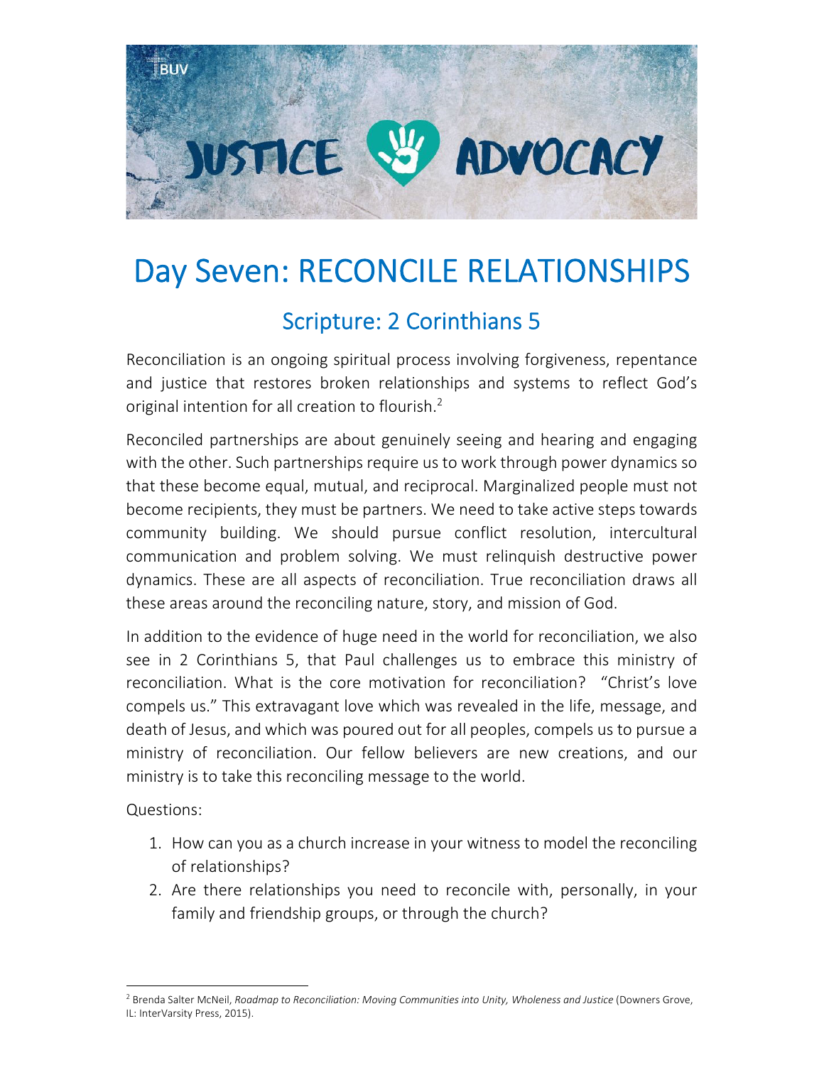# Day Seven: RECONCILE RELATIONSHIPS

## Scripture: 2 Corinthians 5

Reconciliation is an ongoing spiritual process involving forgiveness, repentance and justice that restores broken relationships and systems to reflect God's original intention for all creation to flourish.[2]

Reconciled partnerships are about genuinely seeing and hearing and engaging with the other. Such partnerships require us to work through power dynamics so that these become equal, mutual, and reciprocal. Marginalized people must not become recipients, they must be partners. We need to take active steps towards community building. We should pursue conflict resolution, intercultural communication and problem solving. We must relinquish destructive power dynamics. These are all aspects of reconciliation. True reconciliation draws all these areas around the reconciling nature, story, and mission of God.

In addition to the evidence of huge need in the world for reconciliation, we also see in 2 Corinthians 5, that Paul challenges us to embrace this ministry of reconciliation. What is the core motivation for reconciliation? "Christ's love compels us." This extravagant love which was revealed in the life, message, and death of Jesus, and which was poured out for all peoples, compels us to pursue a ministry of reconciliation. Our fellow believers are new creations, and our ministry is to take this reconciling message to the world.

Questions:

1. How can you as a church increase in your witness to model the reconciling of relationships?
2. Are there relationships you need to reconcile with, personally, in your family and friendship groups, or through the church?

---

[2] Brenda Salter McNeil, *Roadmap to Reconciliation: Moving Communities into Unity, Wholeness and Justice* (Downers Grove, IL: InterVarsity Press, 2015).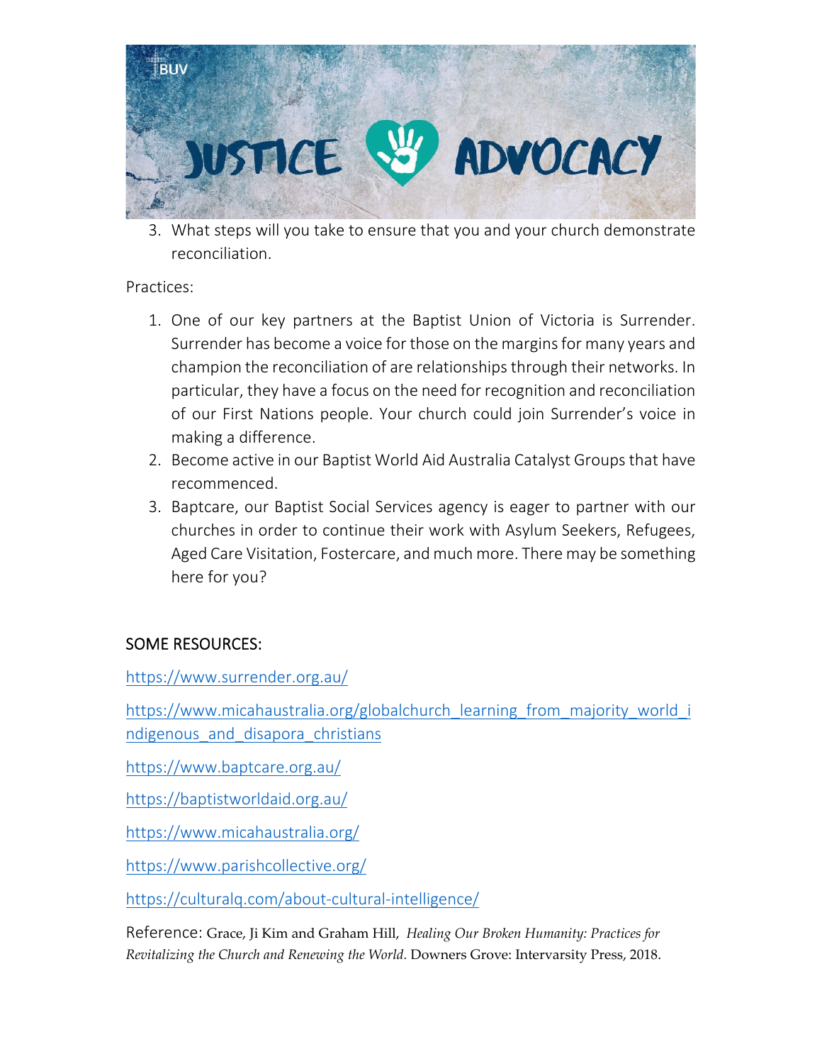3. What steps will you take to ensure that you and your church demonstrate reconciliation.

Practices:

1. One of our key partners at the Baptist Union of Victoria is Surrender. Surrender has become a voice for those on the margins for many years and champion the reconciliation of are relationships through their networks. In particular, they have a focus on the need for recognition and reconciliation of our First Nations people. Your church could join Surrender's voice in making a difference.
2. Become active in our Baptist World Aid Australia Catalyst Groups that have recommenced.
3. Baptcare, our Baptist Social Services agency is eager to partner with our churches in order to continue their work with Asylum Seekers, Refugees, Aged Care Visitation, Fostercare, and much more. There may be something here for you?

## SOME RESOURCES:

https://www.surrender.org.au/

https://www.micahaustralia.org/globalchurch_learning_from_majority_world_indigenous_and_disapora_christians

https://www.baptcare.org.au/

https://baptistworldaid.org.au/

https://www.micahaustralia.org/

https://www.parishcollective.org/

https://culturalq.com/about-cultural-intelligence/

Reference: Grace, Ji Kim and Graham Hill, *Healing Our Broken Humanity: Practices for Revitalizing the Church and Renewing the World.* Downers Grove: Intervarsity Press, 2018.